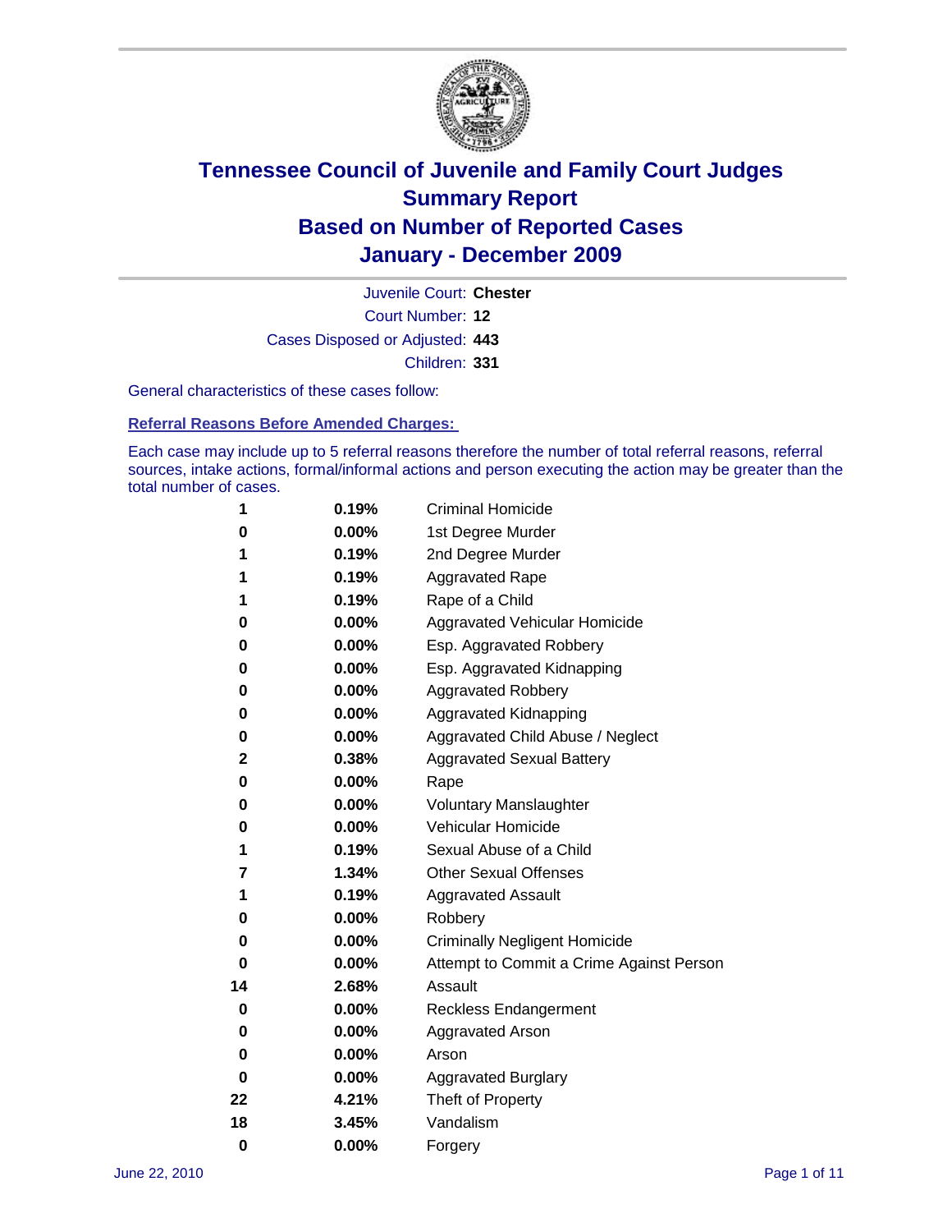# Tennessee Council of Juvenile and Family Court Judges
## Summary Report
## Based on Number of Reported Cases
## January - December 2009

Juvenile Court: **Chester**

Court Number: **12**

Cases Disposed or Adjusted: **443**

Children: **331**

General characteristics of these cases follow:

### Referral Reasons Before Amended Charges:

Each case may include up to 5 referral reasons therefore the number of total referral reasons, referral sources, intake actions, formal/informal actions and person executing the action may be greater than the total number of cases.

| Count | Percent | Referral Reason |
|---|---|---|
| 1 | 0.19% | Criminal Homicide |
| 0 | 0.00% | 1st Degree Murder |
| 1 | 0.19% | 2nd Degree Murder |
| 1 | 0.19% | Aggravated Rape |
| 1 | 0.19% | Rape of a Child |
| 0 | 0.00% | Aggravated Vehicular Homicide |
| 0 | 0.00% | Esp. Aggravated Robbery |
| 0 | 0.00% | Esp. Aggravated Kidnapping |
| 0 | 0.00% | Aggravated Robbery |
| 0 | 0.00% | Aggravated Kidnapping |
| 0 | 0.00% | Aggravated Child Abuse / Neglect |
| 2 | 0.38% | Aggravated Sexual Battery |
| 0 | 0.00% | Rape |
| 0 | 0.00% | Voluntary Manslaughter |
| 0 | 0.00% | Vehicular Homicide |
| 1 | 0.19% | Sexual Abuse of a Child |
| 7 | 1.34% | Other Sexual Offenses |
| 1 | 0.19% | Aggravated Assault |
| 0 | 0.00% | Robbery |
| 0 | 0.00% | Criminally Negligent Homicide |
| 0 | 0.00% | Attempt to Commit a Crime Against Person |
| 14 | 2.68% | Assault |
| 0 | 0.00% | Reckless Endangerment |
| 0 | 0.00% | Aggravated Arson |
| 0 | 0.00% | Arson |
| 0 | 0.00% | Aggravated Burglary |
| 22 | 4.21% | Theft of Property |
| 18 | 3.45% | Vandalism |
| 0 | 0.00% | Forgery |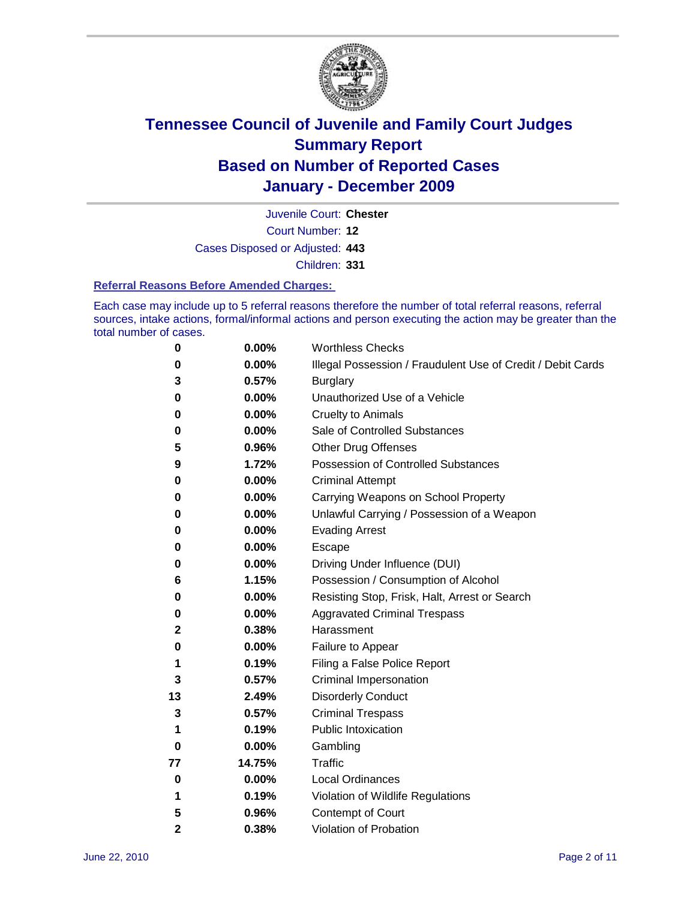# Tennessee Council of Juvenile and Family Court Judges
## Summary Report
## Based on Number of Reported Cases
## January - December 2009

Juvenile Court: **Chester**

Court Number: **12**

Cases Disposed or Adjusted: **443**

Children: **331**

### Referral Reasons Before Amended Charges:

Each case may include up to 5 referral reasons therefore the number of total referral reasons, referral sources, intake actions, formal/informal actions and person executing the action may be greater than the total number of cases.

| Count | Percent | Referral Reason |
|---|---|---|
| 0 | 0.00% | Worthless Checks |
| 0 | 0.00% | Illegal Possession / Fraudulent Use of Credit / Debit Cards |
| 3 | 0.57% | Burglary |
| 0 | 0.00% | Unauthorized Use of a Vehicle |
| 0 | 0.00% | Cruelty to Animals |
| 0 | 0.00% | Sale of Controlled Substances |
| 5 | 0.96% | Other Drug Offenses |
| 9 | 1.72% | Possession of Controlled Substances |
| 0 | 0.00% | Criminal Attempt |
| 0 | 0.00% | Carrying Weapons on School Property |
| 0 | 0.00% | Unlawful Carrying / Possession of a Weapon |
| 0 | 0.00% | Evading Arrest |
| 0 | 0.00% | Escape |
| 0 | 0.00% | Driving Under Influence (DUI) |
| 6 | 1.15% | Possession / Consumption of Alcohol |
| 0 | 0.00% | Resisting Stop, Frisk, Halt, Arrest or Search |
| 0 | 0.00% | Aggravated Criminal Trespass |
| 2 | 0.38% | Harassment |
| 0 | 0.00% | Failure to Appear |
| 1 | 0.19% | Filing a False Police Report |
| 3 | 0.57% | Criminal Impersonation |
| 13 | 2.49% | Disorderly Conduct |
| 3 | 0.57% | Criminal Trespass |
| 1 | 0.19% | Public Intoxication |
| 0 | 0.00% | Gambling |
| 77 | 14.75% | Traffic |
| 0 | 0.00% | Local Ordinances |
| 1 | 0.19% | Violation of Wildlife Regulations |
| 5 | 0.96% | Contempt of Court |
| 2 | 0.38% | Violation of Probation |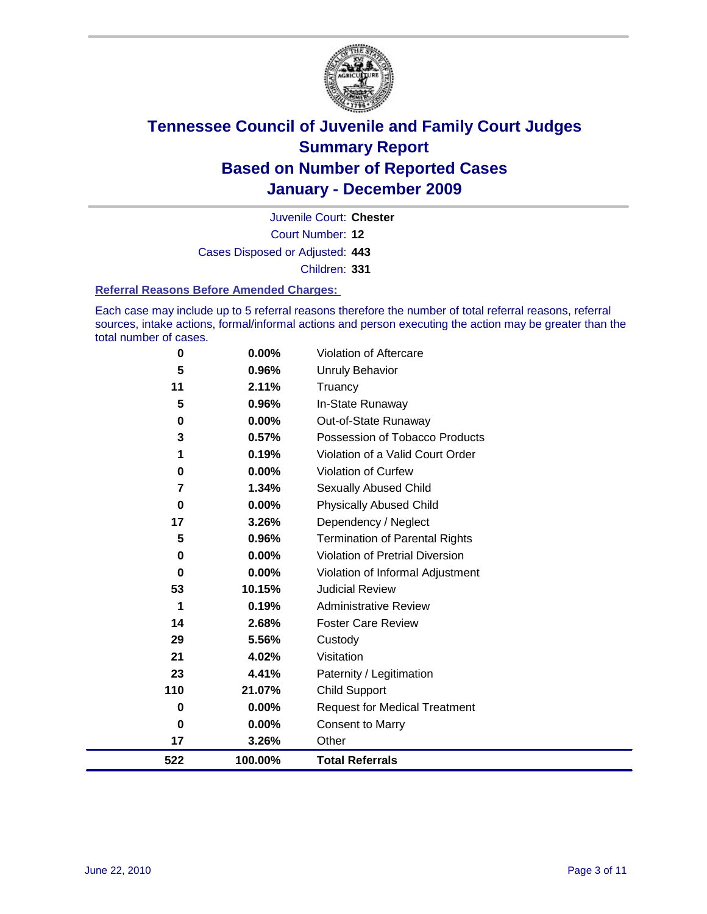# Tennessee Council of Juvenile and Family Court Judges
# Summary Report
# Based on Number of Reported Cases
# January - December 2009

Juvenile Court: **Chester**

Court Number: **12**

Cases Disposed or Adjusted: **443**

Children: **331**

### Referral Reasons Before Amended Charges:

Each case may include up to 5 referral reasons therefore the number of total referral reasons, referral sources, intake actions, formal/informal actions and person executing the action may be greater than the total number of cases.

| Count | Percent | Referral Reason |
|---|---|---|
| 0 | 0.00% | Violation of Aftercare |
| 5 | 0.96% | Unruly Behavior |
| 11 | 2.11% | Truancy |
| 5 | 0.96% | In-State Runaway |
| 0 | 0.00% | Out-of-State Runaway |
| 3 | 0.57% | Possession of Tobacco Products |
| 1 | 0.19% | Violation of a Valid Court Order |
| 0 | 0.00% | Violation of Curfew |
| 7 | 1.34% | Sexually Abused Child |
| 0 | 0.00% | Physically Abused Child |
| 17 | 3.26% | Dependency / Neglect |
| 5 | 0.96% | Termination of Parental Rights |
| 0 | 0.00% | Violation of Pretrial Diversion |
| 0 | 0.00% | Violation of Informal Adjustment |
| 53 | 10.15% | Judicial Review |
| 1 | 0.19% | Administrative Review |
| 14 | 2.68% | Foster Care Review |
| 29 | 5.56% | Custody |
| 21 | 4.02% | Visitation |
| 23 | 4.41% | Paternity / Legitimation |
| 110 | 21.07% | Child Support |
| 0 | 0.00% | Request for Medical Treatment |
| 0 | 0.00% | Consent to Marry |
| 17 | 3.26% | Other |
| **522** | **100.00%** | **Total Referrals** |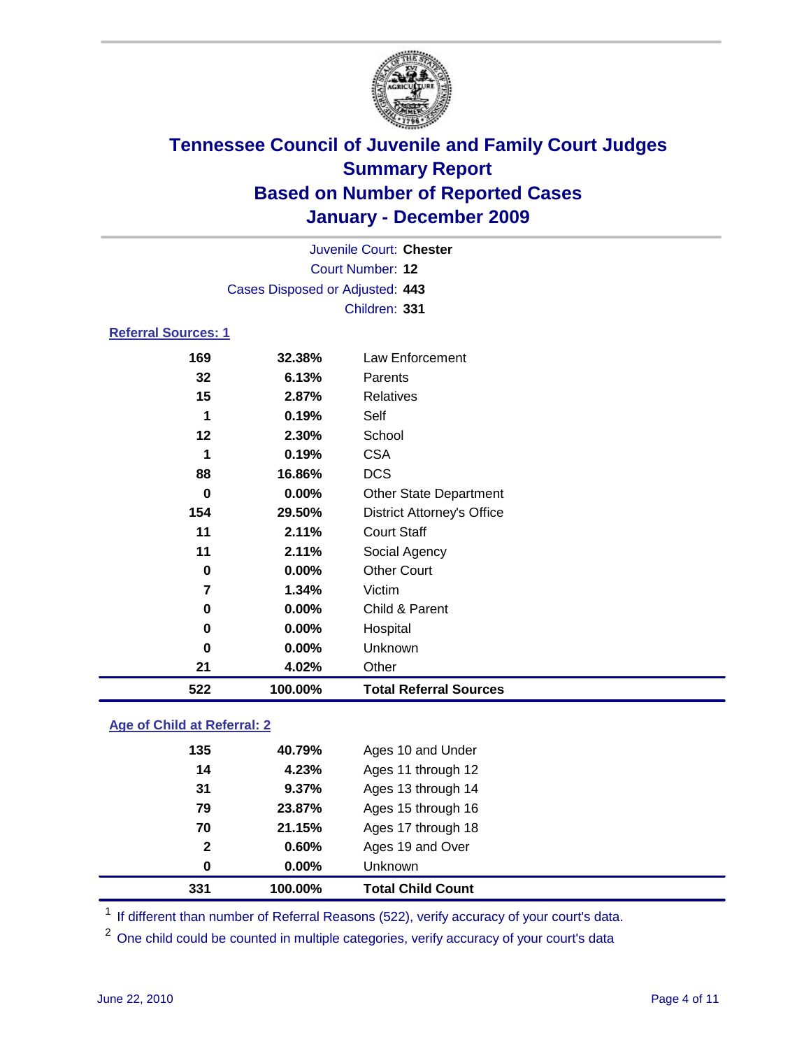# Tennessee Council of Juvenile and Family Court Judges
## Summary Report
## Based on Number of Reported Cases
## January - December 2009

Juvenile Court: **Chester**
Court Number: **12**
Cases Disposed or Adjusted: **443**
Children: **331**

### Referral Sources: 1

| | | |
|---|---|---|
| 169 | 32.38% | Law Enforcement |
| 32 | 6.13% | Parents |
| 15 | 2.87% | Relatives |
| 1 | 0.19% | Self |
| 12 | 2.30% | School |
| 1 | 0.19% | CSA |
| 88 | 16.86% | DCS |
| 0 | 0.00% | Other State Department |
| 154 | 29.50% | District Attorney's Office |
| 11 | 2.11% | Court Staff |
| 11 | 2.11% | Social Agency |
| 0 | 0.00% | Other Court |
| 7 | 1.34% | Victim |
| 0 | 0.00% | Child & Parent |
| 0 | 0.00% | Hospital |
| 0 | 0.00% | Unknown |
| 21 | 4.02% | Other |
| **522** | **100.00%** | **Total Referral Sources** |

### Age of Child at Referral: 2

| | | |
|---|---|---|
| 135 | 40.79% | Ages 10 and Under |
| 14 | 4.23% | Ages 11 through 12 |
| 31 | 9.37% | Ages 13 through 14 |
| 79 | 23.87% | Ages 15 through 16 |
| 70 | 21.15% | Ages 17 through 18 |
| 2 | 0.60% | Ages 19 and Over |
| 0 | 0.00% | Unknown |
| **331** | **100.00%** | **Total Child Count** |

[1] If different than number of Referral Reasons (522), verify accuracy of your court's data.

[2] One child could be counted in multiple categories, verify accuracy of your court's data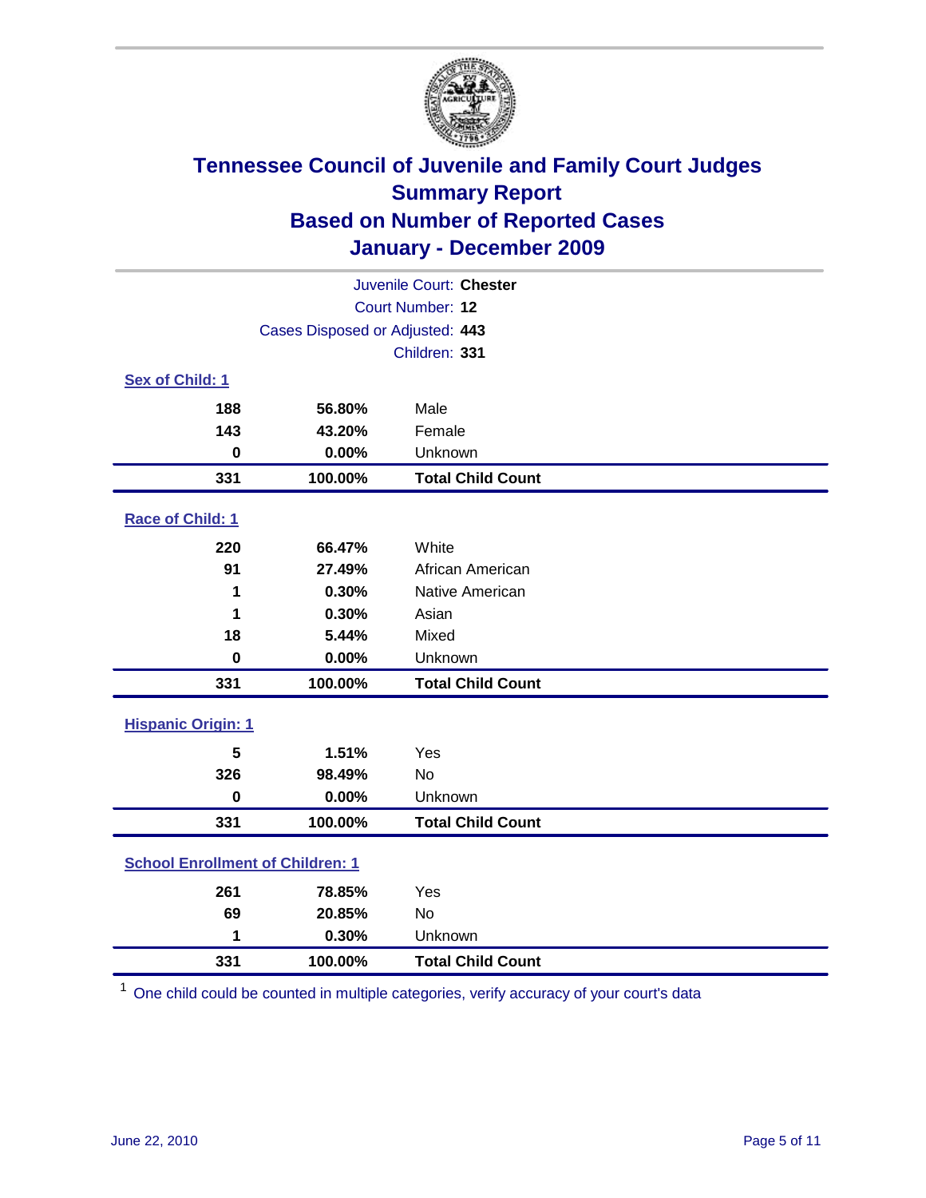# Tennessee Council of Juvenile and Family Court Judges
## Summary Report
## Based on Number of Reported Cases
## January - December 2009

Juvenile Court: **Chester**

Court Number: **12**

Cases Disposed or Adjusted: **443**

Children: **331**

### Sex of Child: 1

| | | |
|---|---|---|
| **188** | **56.80%** | Male |
| **143** | **43.20%** | Female |
| **0** | **0.00%** | Unknown |
| **331** | **100.00%** | **Total Child Count** |

### Race of Child: 1

| | | |
|---|---|---|
| **220** | **66.47%** | White |
| **91** | **27.49%** | African American |
| **1** | **0.30%** | Native American |
| **1** | **0.30%** | Asian |
| **18** | **5.44%** | Mixed |
| **0** | **0.00%** | Unknown |
| **331** | **100.00%** | **Total Child Count** |

### Hispanic Origin: 1

| | | |
|---|---|---|
| **5** | **1.51%** | Yes |
| **326** | **98.49%** | No |
| **0** | **0.00%** | Unknown |
| **331** | **100.00%** | **Total Child Count** |

### School Enrollment of Children: 1

| | | |
|---|---|---|
| **261** | **78.85%** | Yes |
| **69** | **20.85%** | No |
| **1** | **0.30%** | Unknown |
| **331** | **100.00%** | **Total Child Count** |

[1] One child could be counted in multiple categories, verify accuracy of your court's data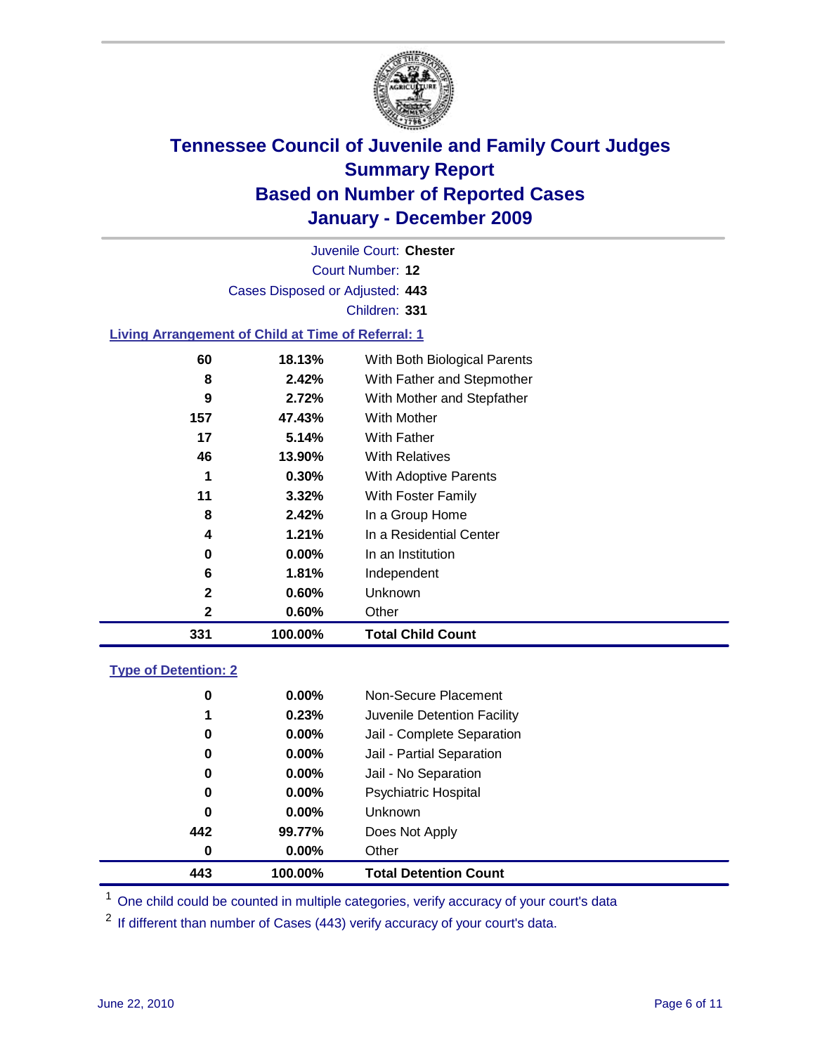# Tennessee Council of Juvenile and Family Court Judges
## Summary Report
## Based on Number of Reported Cases
## January - December 2009

Juvenile Court: **Chester**

Court Number: **12**

Cases Disposed or Adjusted: **443**

Children: **331**

### Living Arrangement of Child at Time of Referral: 1

| Count | Percent | Category |
|---|---|---|
| 60 | 18.13% | With Both Biological Parents |
| 8 | 2.42% | With Father and Stepmother |
| 9 | 2.72% | With Mother and Stepfather |
| 157 | 47.43% | With Mother |
| 17 | 5.14% | With Father |
| 46 | 13.90% | With Relatives |
| 1 | 0.30% | With Adoptive Parents |
| 11 | 3.32% | With Foster Family |
| 8 | 2.42% | In a Group Home |
| 4 | 1.21% | In a Residential Center |
| 0 | 0.00% | In an Institution |
| 6 | 1.81% | Independent |
| 2 | 0.60% | Unknown |
| 2 | 0.60% | Other |
| **331** | **100.00%** | **Total Child Count** |

### Type of Detention: 2

| Count | Percent | Category |
|---|---|---|
| 0 | 0.00% | Non-Secure Placement |
| 1 | 0.23% | Juvenile Detention Facility |
| 0 | 0.00% | Jail - Complete Separation |
| 0 | 0.00% | Jail - Partial Separation |
| 0 | 0.00% | Jail - No Separation |
| 0 | 0.00% | Psychiatric Hospital |
| 0 | 0.00% | Unknown |
| 442 | 99.77% | Does Not Apply |
| 0 | 0.00% | Other |
| **443** | **100.00%** | **Total Detention Count** |

[1] One child could be counted in multiple categories, verify accuracy of your court's data

[2] If different than number of Cases (443) verify accuracy of your court's data.

June 22, 2010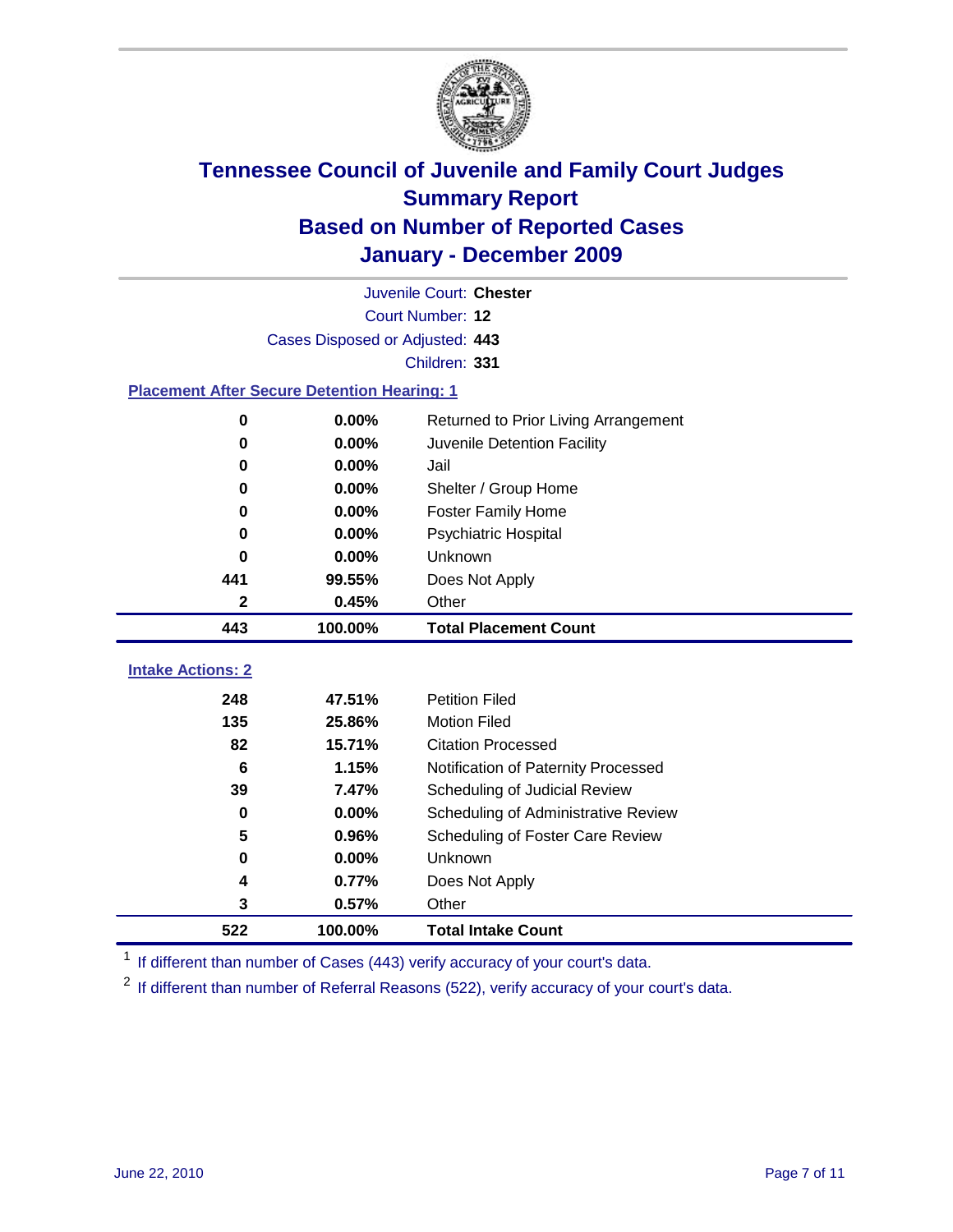# Tennessee Council of Juvenile and Family Court Judges
## Summary Report
## Based on Number of Reported Cases
## January - December 2009

Juvenile Court: **Chester**

Court Number: **12**

Cases Disposed or Adjusted: **443**

Children: **331**

### Placement After Secure Detention Hearing: 1

| Count | Percent | Placement |
|---|---|---|
| 0 | 0.00% | Returned to Prior Living Arrangement |
| 0 | 0.00% | Juvenile Detention Facility |
| 0 | 0.00% | Jail |
| 0 | 0.00% | Shelter / Group Home |
| 0 | 0.00% | Foster Family Home |
| 0 | 0.00% | Psychiatric Hospital |
| 0 | 0.00% | Unknown |
| 441 | 99.55% | Does Not Apply |
| 2 | 0.45% | Other |
| **443** | **100.00%** | **Total Placement Count** |

### Intake Actions: 2

| Count | Percent | Intake Action |
|---|---|---|
| 248 | 47.51% | Petition Filed |
| 135 | 25.86% | Motion Filed |
| 82 | 15.71% | Citation Processed |
| 6 | 1.15% | Notification of Paternity Processed |
| 39 | 7.47% | Scheduling of Judicial Review |
| 0 | 0.00% | Scheduling of Administrative Review |
| 5 | 0.96% | Scheduling of Foster Care Review |
| 0 | 0.00% | Unknown |
| 4 | 0.77% | Does Not Apply |
| 3 | 0.57% | Other |
| **522** | **100.00%** | **Total Intake Count** |

[1] If different than number of Cases (443) verify accuracy of your court's data.

[2] If different than number of Referral Reasons (522), verify accuracy of your court's data.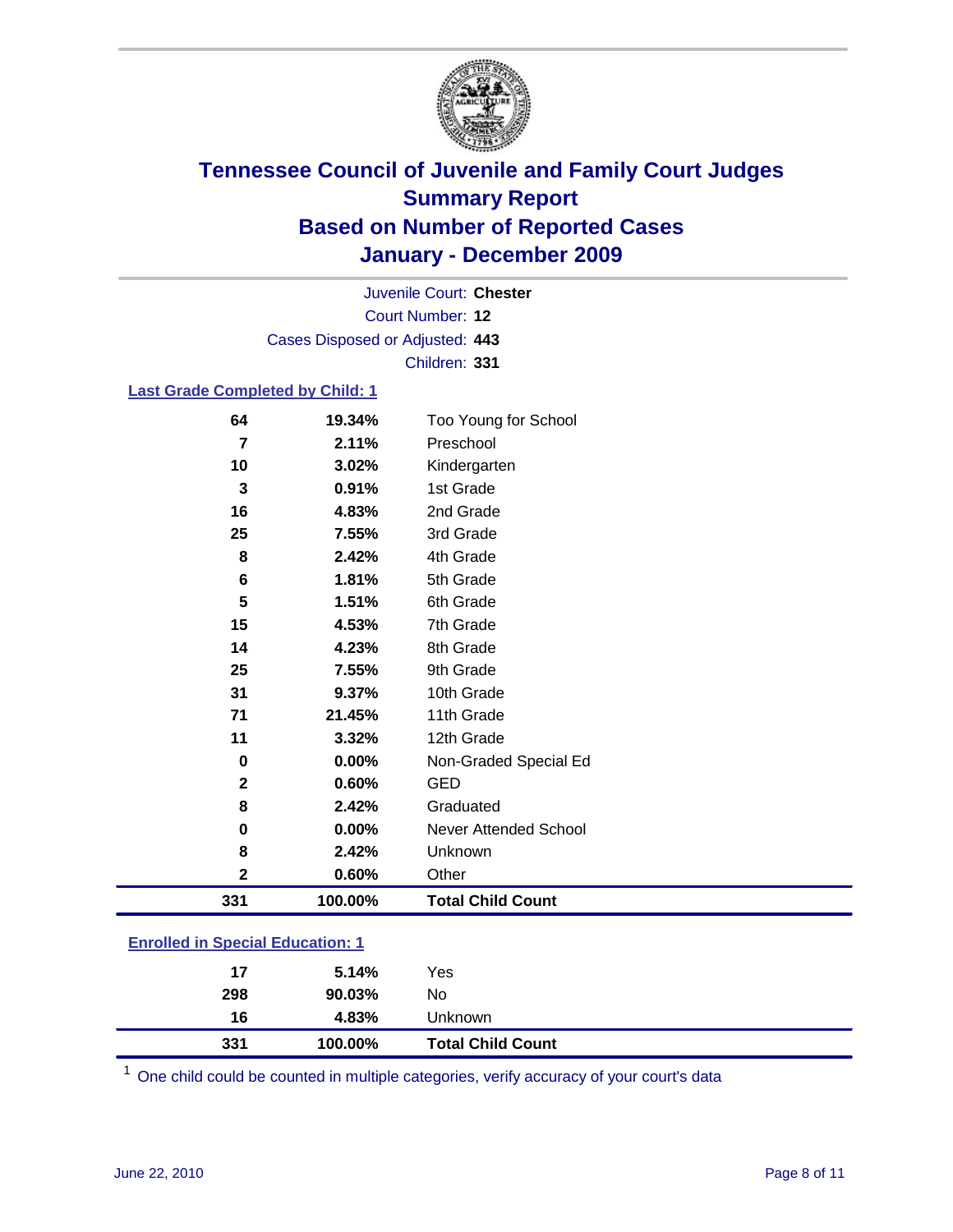# Tennessee Council of Juvenile and Family Court Judges
## Summary Report
## Based on Number of Reported Cases
## January - December 2009

Juvenile Court: **Chester**

Court Number: **12**

Cases Disposed or Adjusted: **443**

Children: **331**

### Last Grade Completed by Child: 1

| | | |
|---|---|---|
| 64 | 19.34% | Too Young for School |
| 7 | 2.11% | Preschool |
| 10 | 3.02% | Kindergarten |
| 3 | 0.91% | 1st Grade |
| 16 | 4.83% | 2nd Grade |
| 25 | 7.55% | 3rd Grade |
| 8 | 2.42% | 4th Grade |
| 6 | 1.81% | 5th Grade |
| 5 | 1.51% | 6th Grade |
| 15 | 4.53% | 7th Grade |
| 14 | 4.23% | 8th Grade |
| 25 | 7.55% | 9th Grade |
| 31 | 9.37% | 10th Grade |
| 71 | 21.45% | 11th Grade |
| 11 | 3.32% | 12th Grade |
| 0 | 0.00% | Non-Graded Special Ed |
| 2 | 0.60% | GED |
| 8 | 2.42% | Graduated |
| 0 | 0.00% | Never Attended School |
| 8 | 2.42% | Unknown |
| 2 | 0.60% | Other |
| **331** | **100.00%** | **Total Child Count** |

### Enrolled in Special Education: 1

| | | |
|---|---|---|
| 17 | 5.14% | Yes |
| 298 | 90.03% | No |
| 16 | 4.83% | Unknown |
| **331** | **100.00%** | **Total Child Count** |

[1] One child could be counted in multiple categories, verify accuracy of your court's data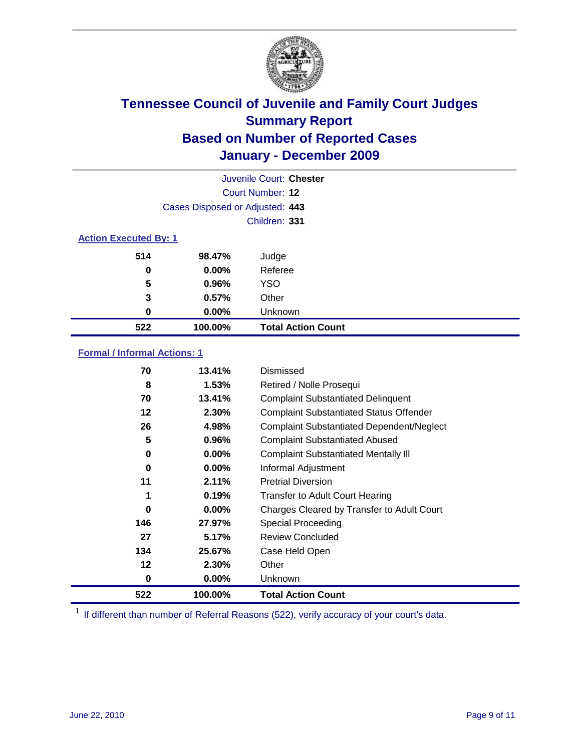# Tennessee Council of Juvenile and Family Court Judges
## Summary Report
## Based on Number of Reported Cases
## January - December 2009

Juvenile Court: **Chester**
Court Number: **12**
Cases Disposed or Adjusted: **443**
Children: **331**

### Action Executed By: 1

| | | |
|---|---|---|
| 514 | 98.47% | Judge |
| 0 | 0.00% | Referee |
| 5 | 0.96% | YSO |
| 3 | 0.57% | Other |
| 0 | 0.00% | Unknown |
| **522** | **100.00%** | **Total Action Count** |

### Formal / Informal Actions: 1

| | | |
|---|---|---|
| 70 | 13.41% | Dismissed |
| 8 | 1.53% | Retired / Nolle Prosequi |
| 70 | 13.41% | Complaint Substantiated Delinquent |
| 12 | 2.30% | Complaint Substantiated Status Offender |
| 26 | 4.98% | Complaint Substantiated Dependent/Neglect |
| 5 | 0.96% | Complaint Substantiated Abused |
| 0 | 0.00% | Complaint Substantiated Mentally Ill |
| 0 | 0.00% | Informal Adjustment |
| 11 | 2.11% | Pretrial Diversion |
| 1 | 0.19% | Transfer to Adult Court Hearing |
| 0 | 0.00% | Charges Cleared by Transfer to Adult Court |
| 146 | 27.97% | Special Proceeding |
| 27 | 5.17% | Review Concluded |
| 134 | 25.67% | Case Held Open |
| 12 | 2.30% | Other |
| 0 | 0.00% | Unknown |
| **522** | **100.00%** | **Total Action Count** |

[1] If different than number of Referral Reasons (522), verify accuracy of your court's data.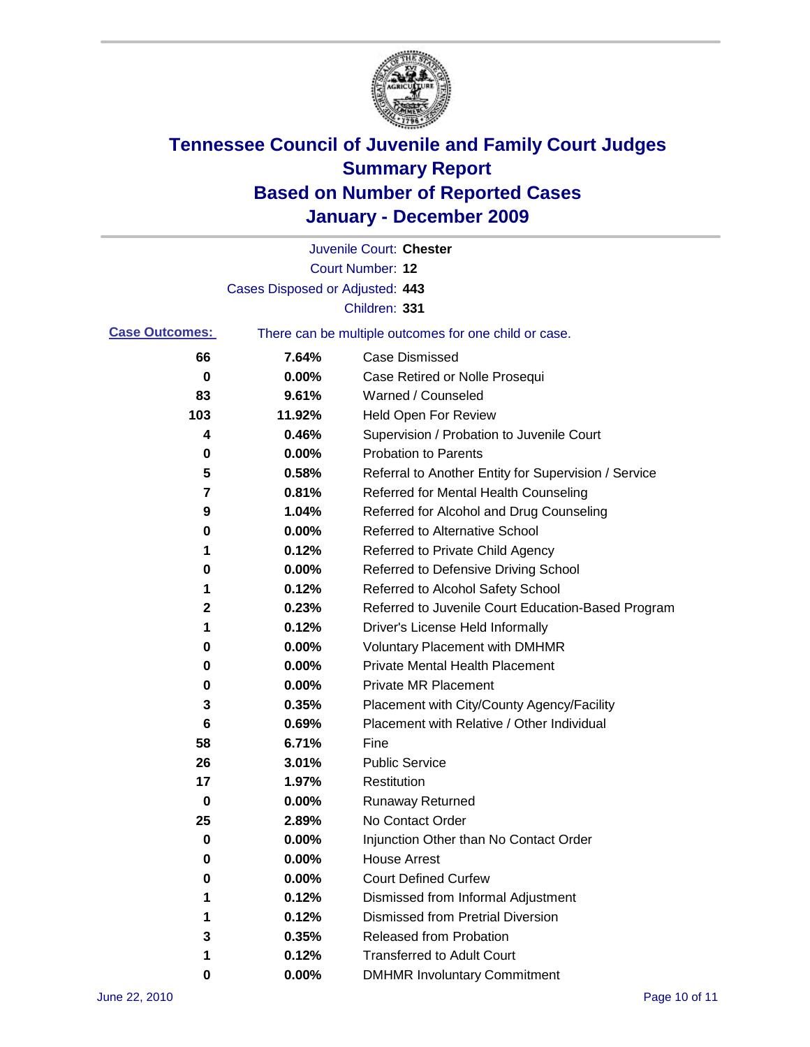# Tennessee Council of Juvenile and Family Court Judges
## Summary Report
## Based on Number of Reported Cases
## January - December 2009

Juvenile Court: **Chester**

Court Number: **12**

Cases Disposed or Adjusted: **443**

Children: **331**

**Case Outcomes:** There can be multiple outcomes for one child or case.

| | | |
|---|---|---|
| 66 | 7.64% | Case Dismissed |
| 0 | 0.00% | Case Retired or Nolle Prosequi |
| 83 | 9.61% | Warned / Counseled |
| 103 | 11.92% | Held Open For Review |
| 4 | 0.46% | Supervision / Probation to Juvenile Court |
| 0 | 0.00% | Probation to Parents |
| 5 | 0.58% | Referral to Another Entity for Supervision / Service |
| 7 | 0.81% | Referred for Mental Health Counseling |
| 9 | 1.04% | Referred for Alcohol and Drug Counseling |
| 0 | 0.00% | Referred to Alternative School |
| 1 | 0.12% | Referred to Private Child Agency |
| 0 | 0.00% | Referred to Defensive Driving School |
| 1 | 0.12% | Referred to Alcohol Safety School |
| 2 | 0.23% | Referred to Juvenile Court Education-Based Program |
| 1 | 0.12% | Driver's License Held Informally |
| 0 | 0.00% | Voluntary Placement with DMHMR |
| 0 | 0.00% | Private Mental Health Placement |
| 0 | 0.00% | Private MR Placement |
| 3 | 0.35% | Placement with City/County Agency/Facility |
| 6 | 0.69% | Placement with Relative / Other Individual |
| 58 | 6.71% | Fine |
| 26 | 3.01% | Public Service |
| 17 | 1.97% | Restitution |
| 0 | 0.00% | Runaway Returned |
| 25 | 2.89% | No Contact Order |
| 0 | 0.00% | Injunction Other than No Contact Order |
| 0 | 0.00% | House Arrest |
| 0 | 0.00% | Court Defined Curfew |
| 1 | 0.12% | Dismissed from Informal Adjustment |
| 1 | 0.12% | Dismissed from Pretrial Diversion |
| 3 | 0.35% | Released from Probation |
| 1 | 0.12% | Transferred to Adult Court |
| 0 | 0.00% | DMHMR Involuntary Commitment |

June 22, 2010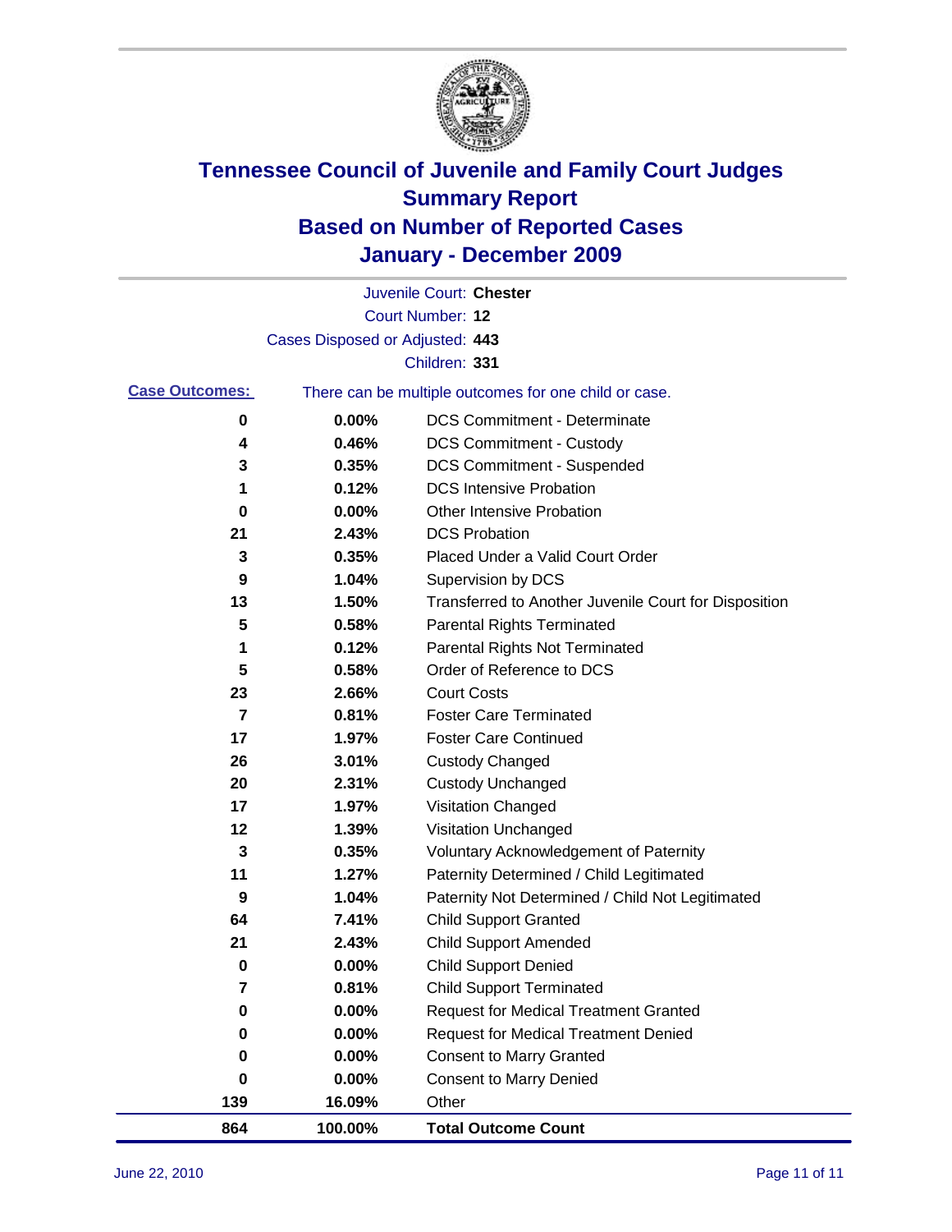# Tennessee Council of Juvenile and Family Court Judges
## Summary Report
## Based on Number of Reported Cases
## January - December 2009

Juvenile Court: **Chester**

Court Number: **12**

Cases Disposed or Adjusted: **443**

Children: **331**

**Case Outcomes:** There can be multiple outcomes for one child or case.

| | | |
|---|---|---|
| 0 | 0.00% | DCS Commitment - Determinate |
| 4 | 0.46% | DCS Commitment - Custody |
| 3 | 0.35% | DCS Commitment - Suspended |
| 1 | 0.12% | DCS Intensive Probation |
| 0 | 0.00% | Other Intensive Probation |
| 21 | 2.43% | DCS Probation |
| 3 | 0.35% | Placed Under a Valid Court Order |
| 9 | 1.04% | Supervision by DCS |
| 13 | 1.50% | Transferred to Another Juvenile Court for Disposition |
| 5 | 0.58% | Parental Rights Terminated |
| 1 | 0.12% | Parental Rights Not Terminated |
| 5 | 0.58% | Order of Reference to DCS |
| 23 | 2.66% | Court Costs |
| 7 | 0.81% | Foster Care Terminated |
| 17 | 1.97% | Foster Care Continued |
| 26 | 3.01% | Custody Changed |
| 20 | 2.31% | Custody Unchanged |
| 17 | 1.97% | Visitation Changed |
| 12 | 1.39% | Visitation Unchanged |
| 3 | 0.35% | Voluntary Acknowledgement of Paternity |
| 11 | 1.27% | Paternity Determined / Child Legitimated |
| 9 | 1.04% | Paternity Not Determined / Child Not Legitimated |
| 64 | 7.41% | Child Support Granted |
| 21 | 2.43% | Child Support Amended |
| 0 | 0.00% | Child Support Denied |
| 7 | 0.81% | Child Support Terminated |
| 0 | 0.00% | Request for Medical Treatment Granted |
| 0 | 0.00% | Request for Medical Treatment Denied |
| 0 | 0.00% | Consent to Marry Granted |
| 0 | 0.00% | Consent to Marry Denied |
| 139 | 16.09% | Other |
| **864** | **100.00%** | **Total Outcome Count** |